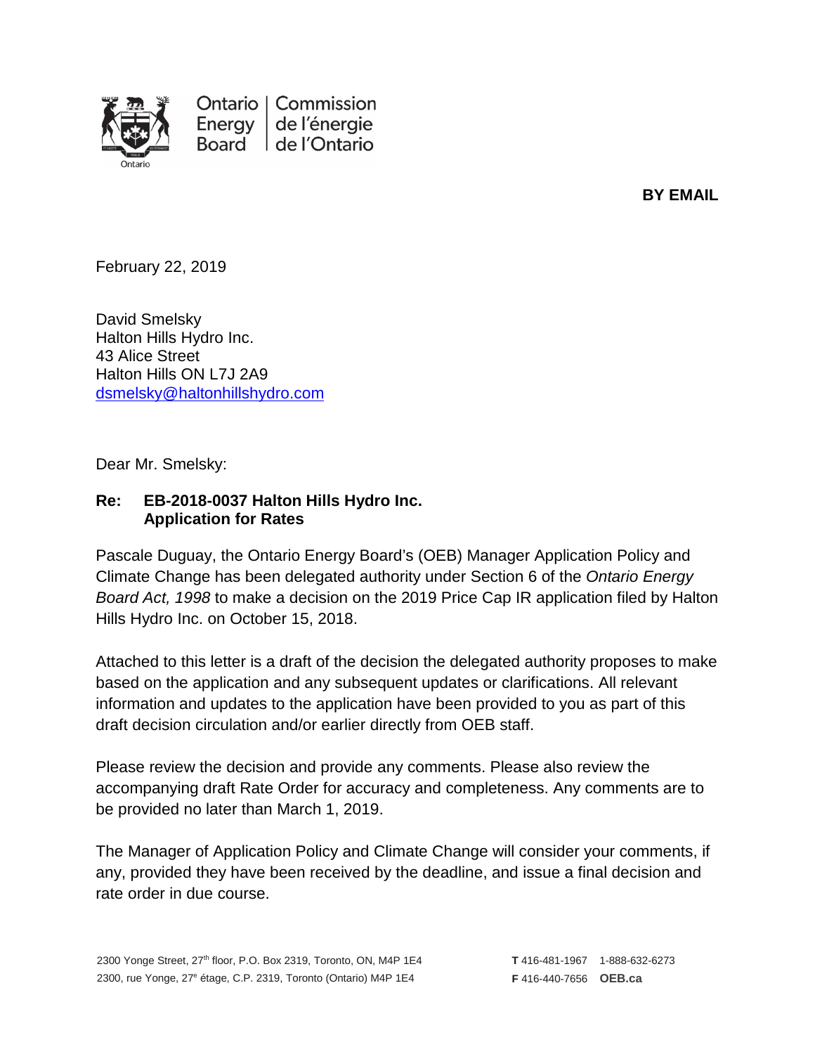Ontario Energy Board | Commission de l'énergie de l'Ontario

**BY EMAIL**

February 22, 2019

David Smelsky
Halton Hills Hydro Inc.
43 Alice Street
Halton Hills ON L7J 2A9
dsmelsky@haltonhillshydro.com

Dear Mr. Smelsky:

**Re: EB-2018-0037 Halton Hills Hydro Inc.**
**Application for Rates**

Pascale Duguay, the Ontario Energy Board's (OEB) Manager Application Policy and Climate Change has been delegated authority under Section 6 of the *Ontario Energy Board Act, 1998* to make a decision on the 2019 Price Cap IR application filed by Halton Hills Hydro Inc. on October 15, 2018.

Attached to this letter is a draft of the decision the delegated authority proposes to make based on the application and any subsequent updates or clarifications. All relevant information and updates to the application have been provided to you as part of this draft decision circulation and/or earlier directly from OEB staff.

Please review the decision and provide any comments. Please also review the accompanying draft Rate Order for accuracy and completeness. Any comments are to be provided no later than March 1, 2019.

The Manager of Application Policy and Climate Change will consider your comments, if any, provided they have been received by the deadline, and issue a final decision and rate order in due course.

2300 Yonge Street, 27th floor, P.O. Box 2319, Toronto, ON, M4P 1E4
2300, rue Yonge, 27e étage, C.P. 2319, Toronto (Ontario) M4P 1E4

**T** 416-481-1967 1-888-632-6273
**F** 416-440-7656 **OEB.ca**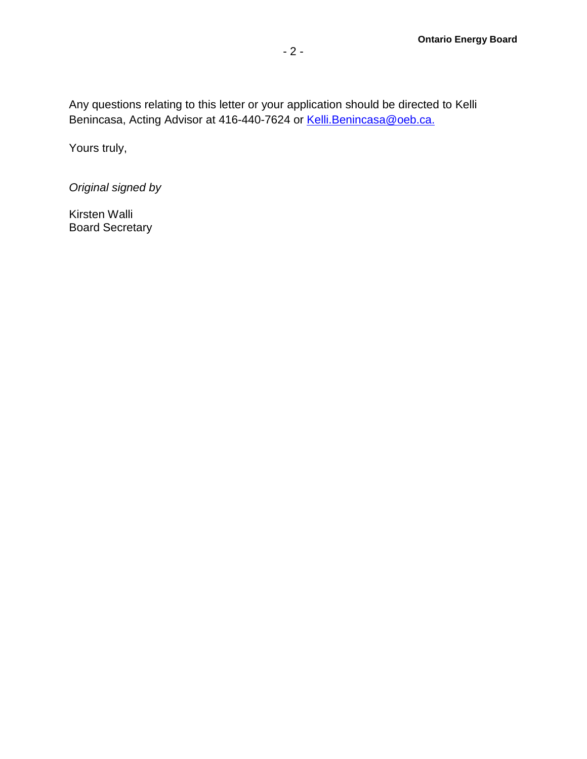Any questions relating to this letter or your application should be directed to Kelli Benincasa, Acting Advisor at 416-440-7624 or Kelli.Benincasa@oeb.ca.

Yours truly,

*Original signed by*

Kirsten Walli
Board Secretary